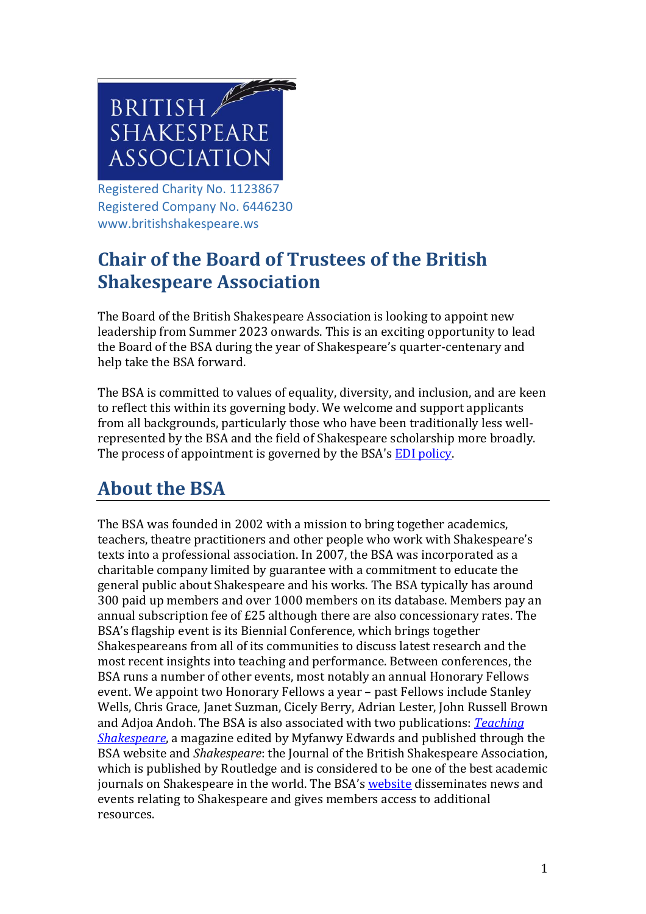BRITISH SHAKESPEARE ASSOCIATION

Registered Charity No. 1123867
Registered Company No. 6446230
www.britishshakespeare.ws

# Chair of the Board of Trustees of the British Shakespeare Association

The Board of the British Shakespeare Association is looking to appoint new leadership from Summer 2023 onwards. This is an exciting opportunity to lead the Board of the BSA during the year of Shakespeare's quarter-centenary and help take the BSA forward.

The BSA is committed to values of equality, diversity, and inclusion, and are keen to reflect this within its governing body. We welcome and support applicants from all backgrounds, particularly those who have been traditionally less well-represented by the BSA and the field of Shakespeare scholarship more broadly. The process of appointment is governed by the BSA's EDI policy.

## About the BSA

The BSA was founded in 2002 with a mission to bring together academics, teachers, theatre practitioners and other people who work with Shakespeare's texts into a professional association. In 2007, the BSA was incorporated as a charitable company limited by guarantee with a commitment to educate the general public about Shakespeare and his works. The BSA typically has around 300 paid up members and over 1000 members on its database. Members pay an annual subscription fee of £25 although there are also concessionary rates. The BSA's flagship event is its Biennial Conference, which brings together Shakespeareans from all of its communities to discuss latest research and the most recent insights into teaching and performance. Between conferences, the BSA runs a number of other events, most notably an annual Honorary Fellows event. We appoint two Honorary Fellows a year – past Fellows include Stanley Wells, Chris Grace, Janet Suzman, Cicely Berry, Adrian Lester, John Russell Brown and Adjoa Andoh. The BSA is also associated with two publications: *Teaching Shakespeare*, a magazine edited by Myfanwy Edwards and published through the BSA website and *Shakespeare*: the Journal of the British Shakespeare Association, which is published by Routledge and is considered to be one of the best academic journals on Shakespeare in the world. The BSA's website disseminates news and events relating to Shakespeare and gives members access to additional resources.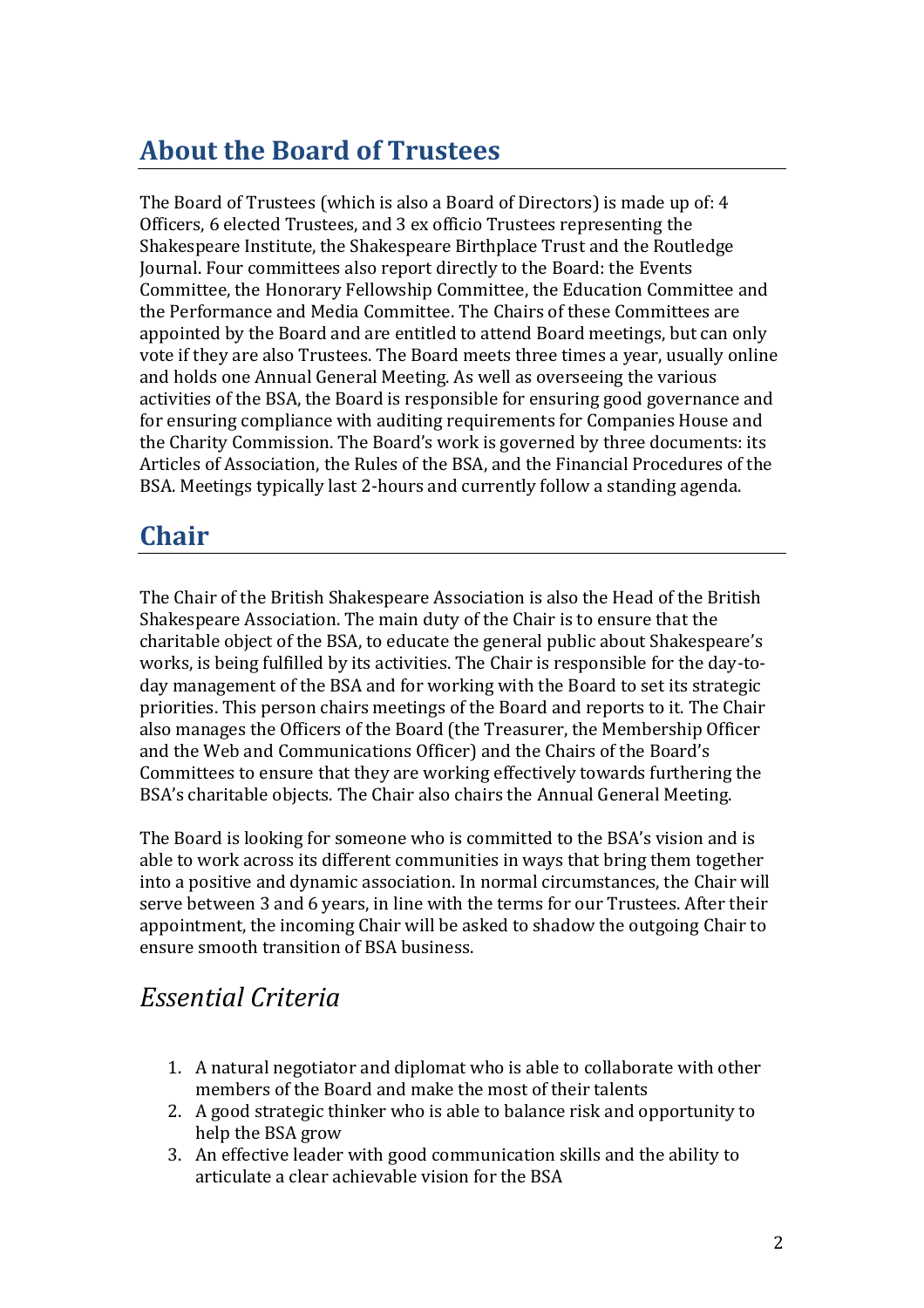## About the Board of Trustees

The Board of Trustees (which is also a Board of Directors) is made up of: 4 Officers, 6 elected Trustees, and 3 ex officio Trustees representing the Shakespeare Institute, the Shakespeare Birthplace Trust and the Routledge Journal. Four committees also report directly to the Board: the Events Committee, the Honorary Fellowship Committee, the Education Committee and the Performance and Media Committee. The Chairs of these Committees are appointed by the Board and are entitled to attend Board meetings, but can only vote if they are also Trustees. The Board meets three times a year, usually online and holds one Annual General Meeting. As well as overseeing the various activities of the BSA, the Board is responsible for ensuring good governance and for ensuring compliance with auditing requirements for Companies House and the Charity Commission. The Board's work is governed by three documents: its Articles of Association, the Rules of the BSA, and the Financial Procedures of the BSA. Meetings typically last 2-hours and currently follow a standing agenda.

## Chair

The Chair of the British Shakespeare Association is also the Head of the British Shakespeare Association. The main duty of the Chair is to ensure that the charitable object of the BSA, to educate the general public about Shakespeare's works, is being fulfilled by its activities. The Chair is responsible for the day-to-day management of the BSA and for working with the Board to set its strategic priorities. This person chairs meetings of the Board and reports to it. The Chair also manages the Officers of the Board (the Treasurer, the Membership Officer and the Web and Communications Officer) and the Chairs of the Board's Committees to ensure that they are working effectively towards furthering the BSA's charitable objects. The Chair also chairs the Annual General Meeting.

The Board is looking for someone who is committed to the BSA's vision and is able to work across its different communities in ways that bring them together into a positive and dynamic association. In normal circumstances, the Chair will serve between 3 and 6 years, in line with the terms for our Trustees. After their appointment, the incoming Chair will be asked to shadow the outgoing Chair to ensure smooth transition of BSA business.

### *Essential Criteria*

1. A natural negotiator and diplomat who is able to collaborate with other members of the Board and make the most of their talents
2. A good strategic thinker who is able to balance risk and opportunity to help the BSA grow
3. An effective leader with good communication skills and the ability to articulate a clear achievable vision for the BSA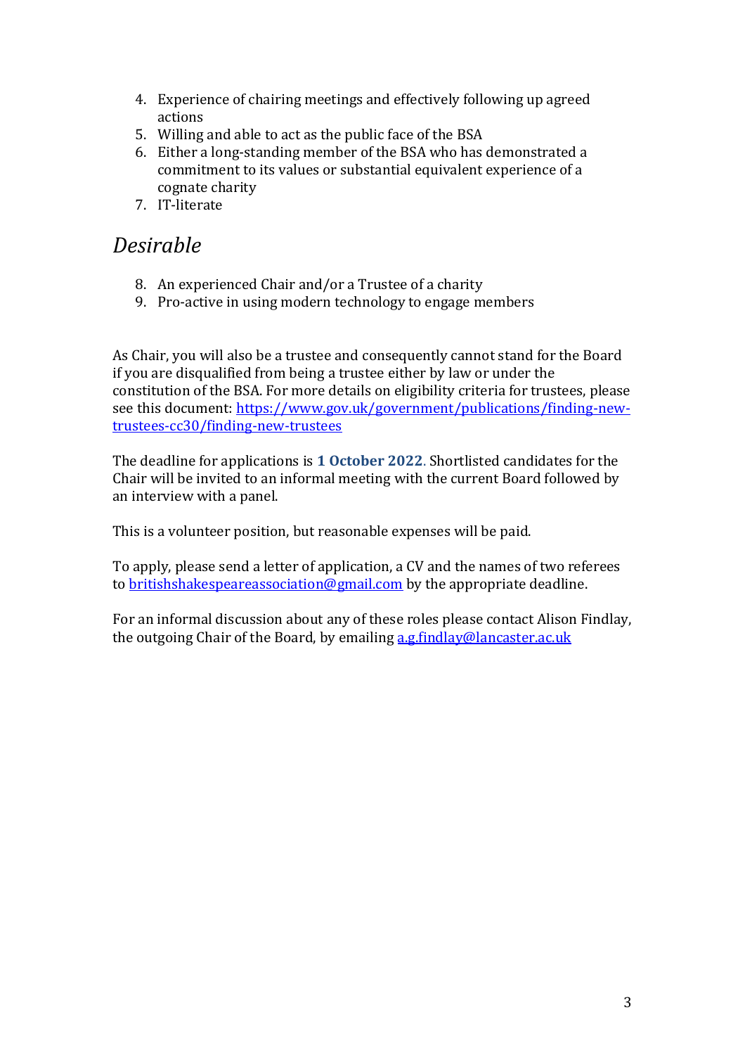4. Experience of chairing meetings and effectively following up agreed actions
5. Willing and able to act as the public face of the BSA
6. Either a long-standing member of the BSA who has demonstrated a commitment to its values or substantial equivalent experience of a cognate charity
7. IT-literate

## *Desirable*

8. An experienced Chair and/or a Trustee of a charity
9. Pro-active in using modern technology to engage members

As Chair, you will also be a trustee and consequently cannot stand for the Board if you are disqualified from being a trustee either by law or under the constitution of the BSA. For more details on eligibility criteria for trustees, please see this document: [https://www.gov.uk/government/publications/finding-new-trustees-cc30/finding-new-trustees](https://www.gov.uk/government/publications/finding-new-trustees-cc30/finding-new-trustees)

The deadline for applications is **1 October 2022**. Shortlisted candidates for the Chair will be invited to an informal meeting with the current Board followed by an interview with a panel.

This is a volunteer position, but reasonable expenses will be paid.

To apply, please send a letter of application, a CV and the names of two referees to [britishshakespeareassociation@gmail.com](mailto:britishshakespeareassociation@gmail.com) by the appropriate deadline.

For an informal discussion about any of these roles please contact Alison Findlay, the outgoing Chair of the Board, by emailing [a.g.findlay@lancaster.ac.uk](mailto:a.g.findlay@lancaster.ac.uk)